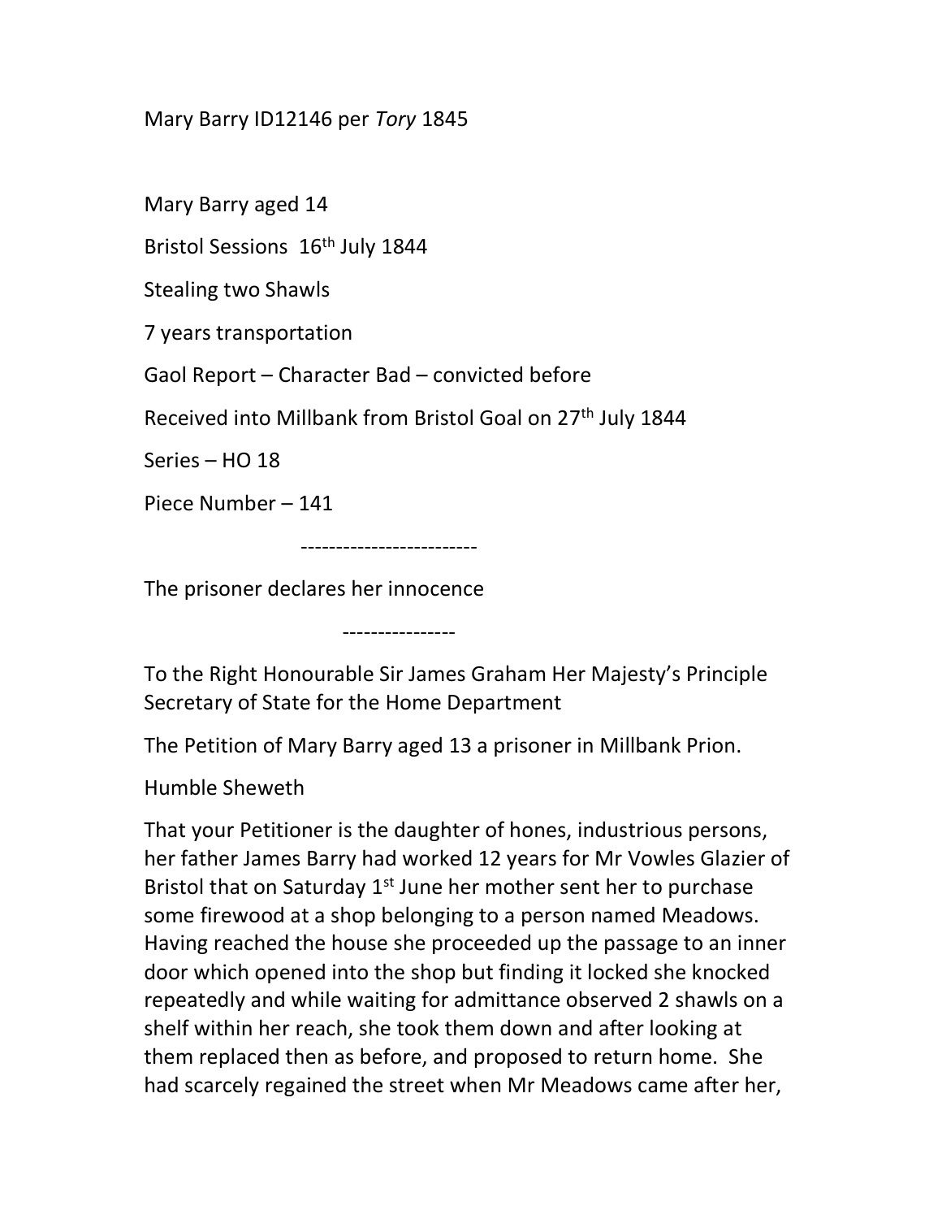Mary Barry ID12146 per *Tory* 1845

Mary Barry aged 14

Bristol Sessions 16th July 1844

Stealing two Shawls

7 years transportation

Gaol Report – Character Bad – convicted before

Received into Millbank from Bristol Goal on 27th July 1844

Series – HO 18

Piece Number – 141

------------------------

The prisoner declares her innocence

----------------

To the Right Honourable Sir James Graham Her Majesty's Principle Secretary of State for the Home Department

The Petition of Mary Barry aged 13 a prisoner in Millbank Prion.

Humble Sheweth

That your Petitioner is the daughter of hones, industrious persons, her father James Barry had worked 12 years for Mr Vowles Glazier of Bristol that on Saturday 1st June her mother sent her to purchase some firewood at a shop belonging to a person named Meadows. Having reached the house she proceeded up the passage to an inner door which opened into the shop but finding it locked she knocked repeatedly and while waiting for admittance observed 2 shawls on a shelf within her reach, she took them down and after looking at them replaced then as before, and proposed to return home. She had scarcely regained the street when Mr Meadows came after her,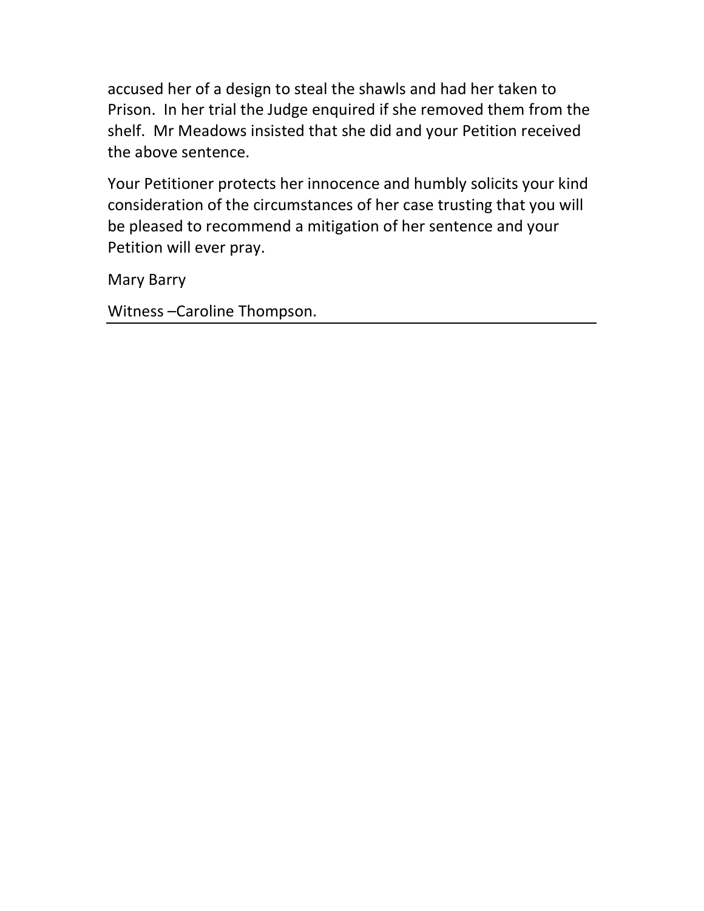accused her of a design to steal the shawls and had her taken to Prison. In her trial the Judge enquired if she removed them from the shelf. Mr Meadows insisted that she did and your Petition received the above sentence.

Your Petitioner protects her innocence and humbly solicits your kind consideration of the circumstances of her case trusting that you will be pleased to recommend a mitigation of her sentence and your Petition will ever pray.

Mary Barry

Witness –Caroline Thompson.

---